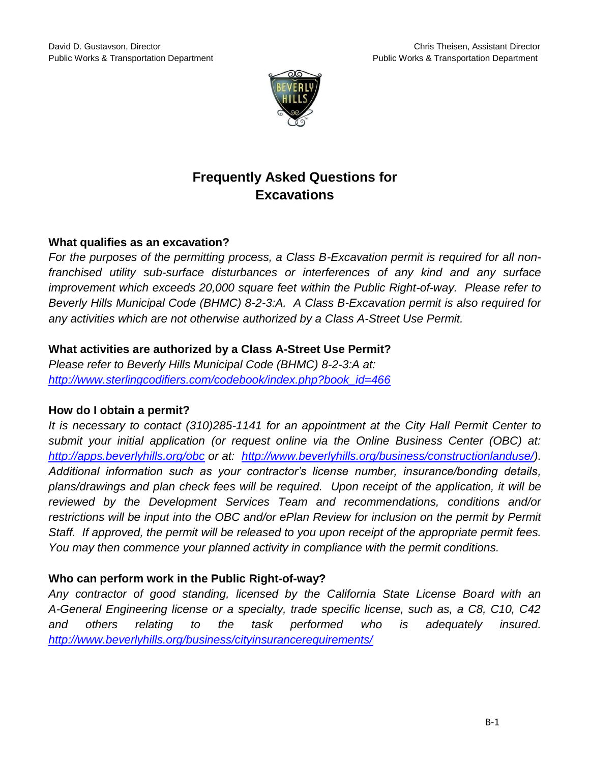David D. Gustavson, Director
Public Works & Transportation Department

Chris Theisen, Assistant Director
Public Works & Transportation Department

# Frequently Asked Questions for Excavations

**What qualifies as an excavation?**

*For the purposes of the permitting process, a Class B-Excavation permit is required for all non-franchised utility sub-surface disturbances or interferences of any kind and any surface improvement which exceeds 20,000 square feet within the Public Right-of-way. Please refer to Beverly Hills Municipal Code (BHMC) 8-2-3:A. A Class B-Excavation permit is also required for any activities which are not otherwise authorized by a Class A-Street Use Permit.*

**What activities are authorized by a Class A-Street Use Permit?**

*Please refer to Beverly Hills Municipal Code (BHMC) 8-2-3:A at:* *[http://www.sterlingcodifiers.com/codebook/index.php?book_id=466](http://www.sterlingcodifiers.com/codebook/index.php?book_id=466)*

**How do I obtain a permit?**

*It is necessary to contact (310)285-1141 for an appointment at the City Hall Permit Center to submit your initial application (or request online via the Online Business Center (OBC) at: [http://apps.beverlyhills.org/obc](http://apps.beverlyhills.org/obc) or at: [http://www.beverlyhills.org/business/constructionlanduse/](http://www.beverlyhills.org/business/constructionlanduse/)). Additional information such as your contractor's license number, insurance/bonding details, plans/drawings and plan check fees will be required. Upon receipt of the application, it will be reviewed by the Development Services Team and recommendations, conditions and/or restrictions will be input into the OBC and/or ePlan Review for inclusion on the permit by Permit Staff. If approved, the permit will be released to you upon receipt of the appropriate permit fees. You may then commence your planned activity in compliance with the permit conditions.*

**Who can perform work in the Public Right-of-way?**

*Any contractor of good standing, licensed by the California State License Board with an A-General Engineering license or a specialty, trade specific license, such as, a C8, C10, C42 and others relating to the task performed who is adequately insured.* *[http://www.beverlyhills.org/business/cityinsurancerequirements/](http://www.beverlyhills.org/business/cityinsurancerequirements/)*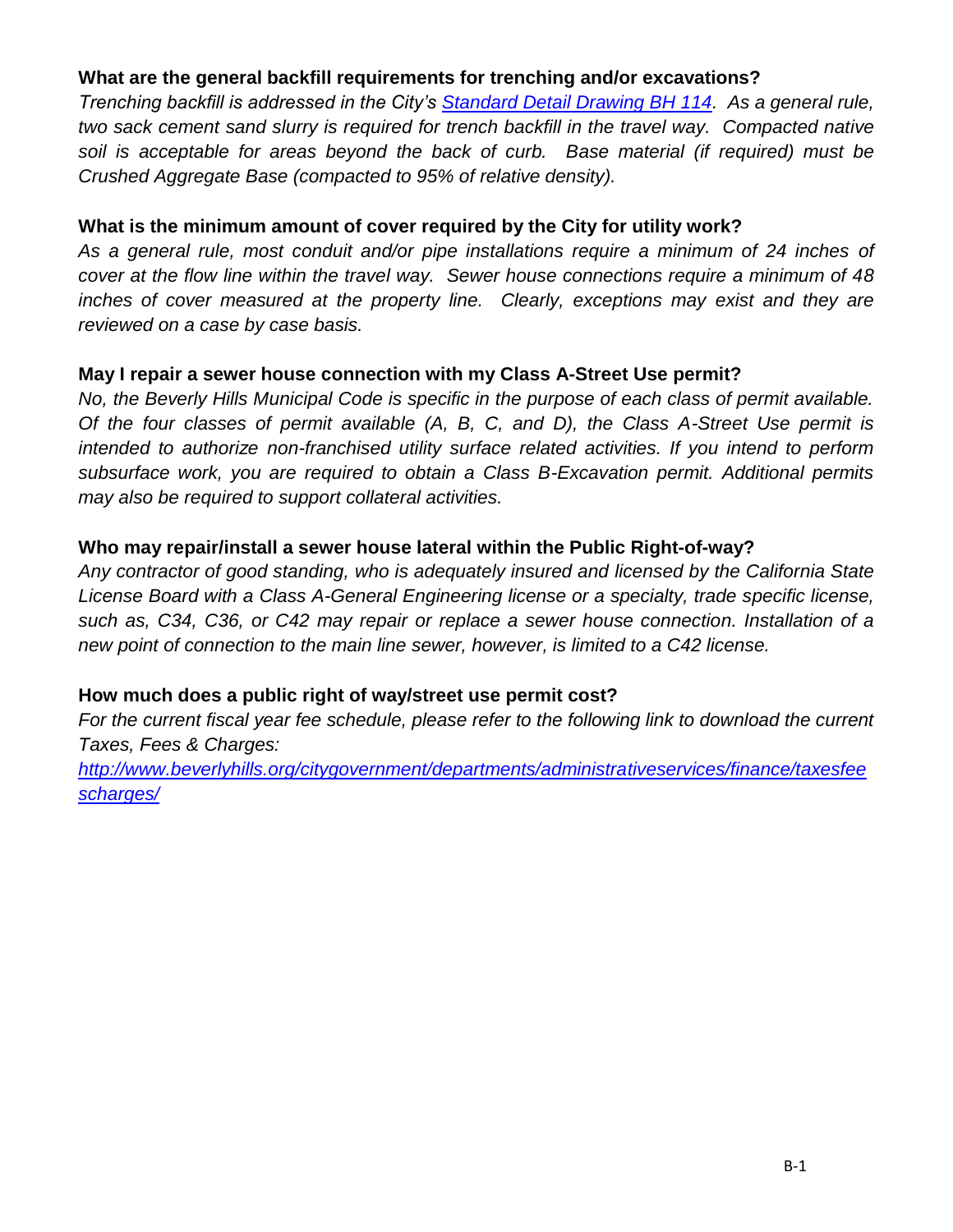**What are the general backfill requirements for trenching and/or excavations?**

*Trenching backfill is addressed in the City's [Standard Detail Drawing BH 114](). As a general rule, two sack cement sand slurry is required for trench backfill in the travel way. Compacted native soil is acceptable for areas beyond the back of curb. Base material (if required) must be Crushed Aggregate Base (compacted to 95% of relative density).*

**What is the minimum amount of cover required by the City for utility work?**

*As a general rule, most conduit and/or pipe installations require a minimum of 24 inches of cover at the flow line within the travel way. Sewer house connections require a minimum of 48 inches of cover measured at the property line. Clearly, exceptions may exist and they are reviewed on a case by case basis.*

**May I repair a sewer house connection with my Class A-Street Use permit?**

*No, the Beverly Hills Municipal Code is specific in the purpose of each class of permit available. Of the four classes of permit available (A, B, C, and D), the Class A-Street Use permit is intended to authorize non-franchised utility surface related activities. If you intend to perform subsurface work, you are required to obtain a Class B-Excavation permit. Additional permits may also be required to support collateral activities.*

**Who may repair/install a sewer house lateral within the Public Right-of-way?**

*Any contractor of good standing, who is adequately insured and licensed by the California State License Board with a Class A-General Engineering license or a specialty, trade specific license, such as, C34, C36, or C42 may repair or replace a sewer house connection. Installation of a new point of connection to the main line sewer, however, is limited to a C42 license.*

**How much does a public right of way/street use permit cost?**

*For the current fiscal year fee schedule, please refer to the following link to download the current Taxes, Fees & Charges:*

*[http://www.beverlyhills.org/citygovernment/departments/administrativeservices/finance/taxesfeescharges/](http://www.beverlyhills.org/citygovernment/departments/administrativeservices/finance/taxesfeescharges/)*